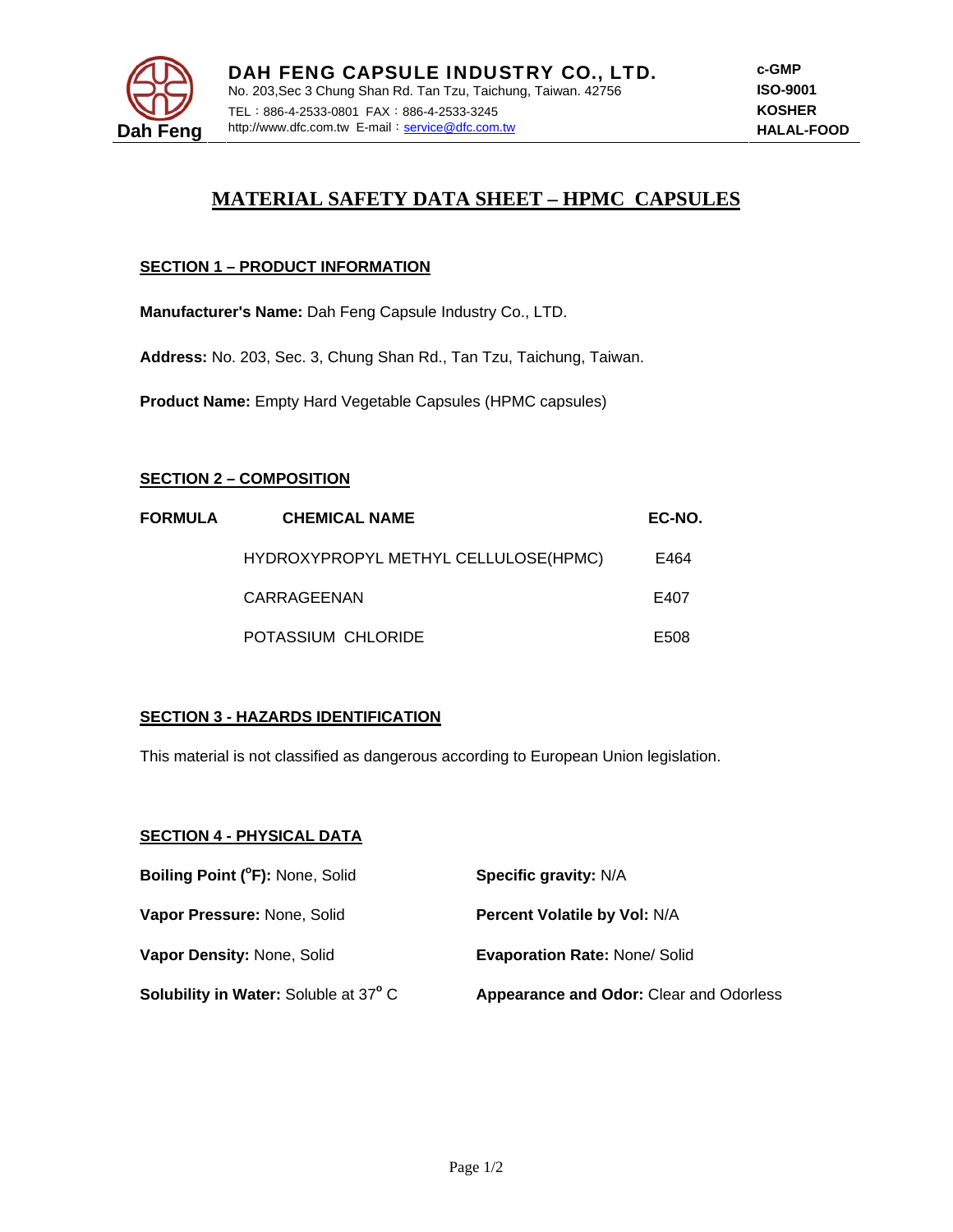**DAH FENG CAPSULE INDUSTRY CO., LTD.**
No. 203,Sec 3 Chung Shan Rd. Tan Tzu, Taichung, Taiwan. 42756
TEL：886-4-2533-0801 FAX：886-4-2533-3245
http://www.dfc.com.tw E-mail：service@dfc.com.tw

**c-GMP**
**ISO-9001**
**KOSHER**
**HALAL-FOOD**

# MATERIAL SAFETY DATA SHEET – HPMC CAPSULES

## SECTION 1 – PRODUCT INFORMATION

**Manufacturer's Name:** Dah Feng Capsule Industry Co., LTD.

**Address:** No. 203, Sec. 3, Chung Shan Rd., Tan Tzu, Taichung, Taiwan.

**Product Name:** Empty Hard Vegetable Capsules (HPMC capsules)

## SECTION 2 – COMPOSITION

| FORMULA | CHEMICAL NAME | EC-NO. |
|---|---|---|
| | HYDROXYPROPYL METHYL CELLULOSE(HPMC) | E464 |
| | CARRAGEENAN | E407 |
| | POTASSIUM CHLORIDE | E508 |

## SECTION 3 - HAZARDS IDENTIFICATION

This material is not classified as dangerous according to European Union legislation.

## SECTION 4 - PHYSICAL DATA

**Boiling Point (°F):** None, Solid

**Vapor Pressure:** None, Solid

**Vapor Density:** None, Solid

**Solubility in Water:** Soluble at 37° C

**Specific gravity:** N/A

**Percent Volatile by Vol:** N/A

**Evaporation Rate:** None/ Solid

**Appearance and Odor:** Clear and Odorless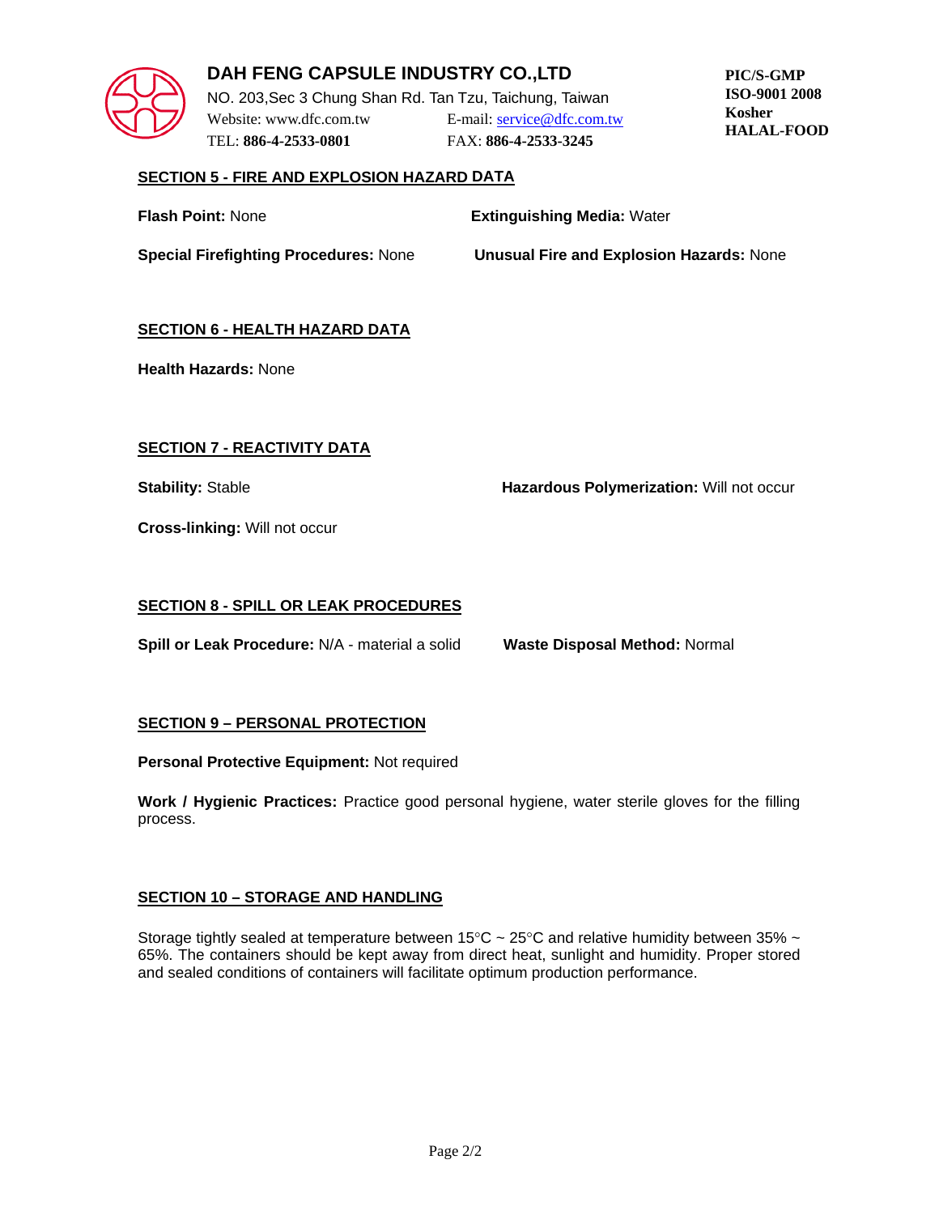DAH FENG CAPSULE INDUSTRY CO.,LTD
NO. 203,Sec 3 Chung Shan Rd. Tan Tzu, Taichung, Taiwan
Website: www.dfc.com.tw E-mail: service@dfc.com.tw
TEL: **886-4-2533-0801** FAX: **886-4-2533-3245**

**PIC/S-GMP**
**ISO-9001 2008**
**Kosher**
**HALAL-FOOD**

## SECTION 5 - FIRE AND EXPLOSION HAZARD DATA

**Flash Point:** None

**Extinguishing Media:** Water

**Special Firefighting Procedures:** None

**Unusual Fire and Explosion Hazards:** None

## SECTION 6 - HEALTH HAZARD DATA

**Health Hazards:** None

## SECTION 7 - REACTIVITY DATA

**Stability:** Stable

**Hazardous Polymerization:** Will not occur

**Cross-linking:** Will not occur

## SECTION 8 - SPILL OR LEAK PROCEDURES

**Spill or Leak Procedure:** N/A - material a solid

**Waste Disposal Method:** Normal

## SECTION 9 – PERSONAL PROTECTION

**Personal Protective Equipment:** Not required

**Work / Hygienic Practices:** Practice good personal hygiene, water sterile gloves for the filling process.

## SECTION 10 – STORAGE AND HANDLING

Storage tightly sealed at temperature between 15°C ~ 25°C and relative humidity between 35% ~ 65%. The containers should be kept away from direct heat, sunlight and humidity. Proper stored and sealed conditions of containers will facilitate optimum production performance.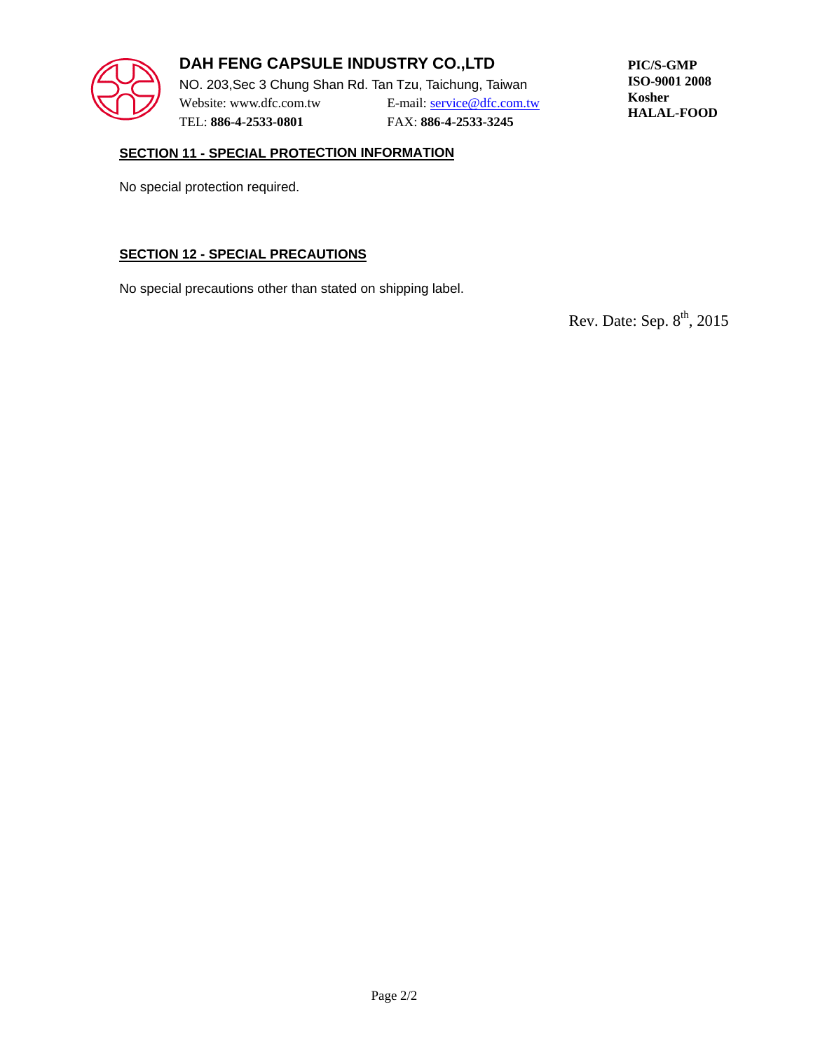## SECTION 11 - SPECIAL PROTECTION INFORMATION

No special protection required.

## SECTION 12 - SPECIAL PRECAUTIONS

No special precautions other than stated on shipping label.

Rev. Date: Sep. 8th, 2015